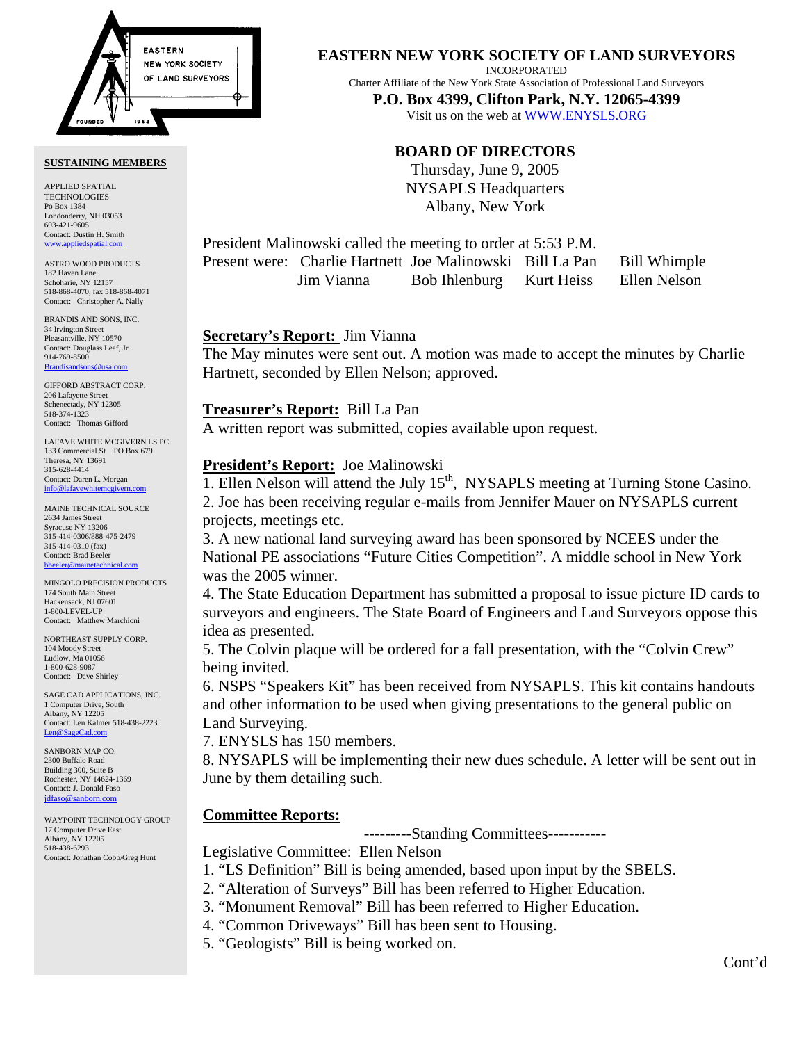# EASTERN NEW YORK SOCIETY OF LAND SURVEYORS

INCORPORATED

Charter Affiliate of the New York State Association of Professional Land Surveyors

**P.O. Box 4399, Clifton Park, N.Y. 12065-4399**

Visit us on the web at WWW.ENYSLS.ORG

## BOARD OF DIRECTORS

Thursday, June 9, 2005
NYSAPLS Headquarters
Albany, New York

President Malinowski called the meeting to order at 5:53 P.M.

Present were: Charlie Hartnett, Joe Malinowski, Bill La Pan, Bill Whimple, Jim Vianna, Bob Ihlenburg, Kurt Heiss, Ellen Nelson

**Secretary's Report:** Jim Vianna

The May minutes were sent out. A motion was made to accept the minutes by Charlie Hartnett, seconded by Ellen Nelson; approved.

**Treasurer's Report:** Bill La Pan

A written report was submitted, copies available upon request.

**President's Report:** Joe Malinowski

1. Ellen Nelson will attend the July 15th, NYSAPLS meeting at Turning Stone Casino.
2. Joe has been receiving regular e-mails from Jennifer Mauer on NYSAPLS current projects, meetings etc.
3. A new national land surveying award has been sponsored by NCEES under the National PE associations "Future Cities Competition". A middle school in New York was the 2005 winner.
4. The State Education Department has submitted a proposal to issue picture ID cards to surveyors and engineers. The State Board of Engineers and Land Surveyors oppose this idea as presented.
5. The Colvin plaque will be ordered for a fall presentation, with the "Colvin Crew" being invited.
6. NSPS "Speakers Kit" has been received from NYSAPLS. This kit contains handouts and other information to be used when giving presentations to the general public on Land Surveying.
7. ENYSLS has 150 members.
8. NYSAPLS will be implementing their new dues schedule. A letter will be sent out in June by them detailing such.

**Committee Reports:**

---------Standing Committees-----------

Legislative Committee: Ellen Nelson

1. "LS Definition" Bill is being amended, based upon input by the SBELS.
2. "Alteration of Surveys" Bill has been referred to Higher Education.
3. "Monument Removal" Bill has been referred to Higher Education.
4. "Common Driveways" Bill has been sent to Housing.
5. "Geologists" Bill is being worked on.

Cont'd

**SUSTAINING MEMBERS**

APPLIED SPATIAL TECHNOLOGIES
Po Box 1384
Londonderry, NH 03053
603-421-9605
Contact: Dustin H. Smith
www.appliedspatial.com

ASTRO WOOD PRODUCTS
182 Haven Lane
Schoharie, NY 12157
518-868-4070, fax 518-868-4071
Contact: Christopher A. Nally

BRANDIS AND SONS, INC.
34 Irvington Street
Pleasantville, NY 10570
Contact: Douglass Leaf, Jr.
914-769-8500
Brandisandsons@usa.com

GIFFORD ABSTRACT CORP.
206 Lafayette Street
Schenectady, NY 12305
518-374-1323
Contact: Thomas Gifford

LAFAVE WHITE MCGIVERN LS PC
133 Commercial St PO Box 679
Theresa, NY 13691
315-628-4414
Contact: Daren L. Morgan
info@lafavewhitemcgivern.com

MAINE TECHNICAL SOURCE
2634 James Street
Syracuse NY 13206
315-414-0306/888-475-2479
315-414-0310 (fax)
Contact: Brad Beeler
bbeeler@mainetechnical.com

MINGOLO PRECISION PRODUCTS
174 South Main Street
Hackensack, NJ 07601
1-800-LEVEL-UP
Contact: Matthew Marchioni

NORTHEAST SUPPLY CORP.
104 Moody Street
Ludlow, Ma 01056
1-800-628-9087
Contact: Dave Shirley

SAGE CAD APPLICATIONS, INC.
1 Computer Drive, South
Albany, NY 12205
Contact: Len Kalmer 518-438-2223
Len@SageCad.com

SANBORN MAP CO.
2300 Buffalo Road
Building 300, Suite B
Rochester, NY 14624-1369
Contact: J. Donald Faso
jdfaso@sanborn.com

WAYPOINT TECHNOLOGY GROUP
17 Computer Drive East
Albany, NY 12205
518-438-6293
Contact: Jonathan Cobb/Greg Hunt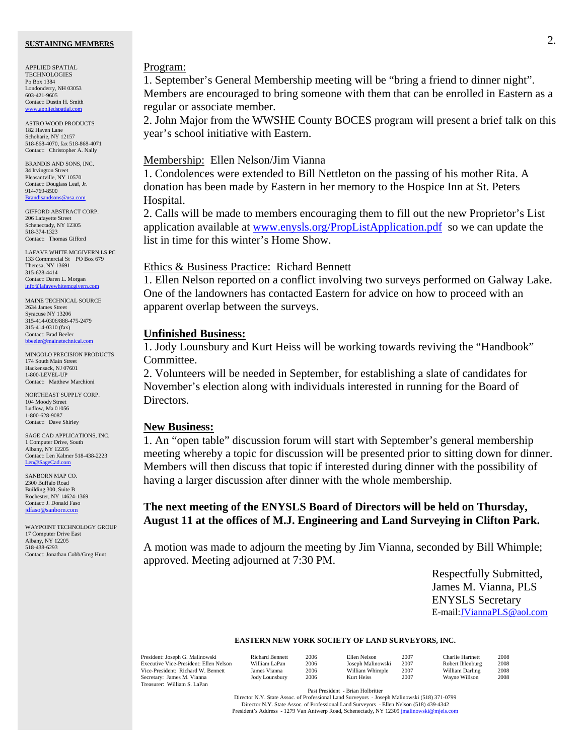**SUSTAINING MEMBERS**

APPLIED SPATIAL TECHNOLOGIES
Po Box 1384
Londonderry, NH 03053
603-421-9605
Contact: Dustin H. Smith
www.appliedspatial.com

ASTRO WOOD PRODUCTS
182 Haven Lane
Schoharie, NY 12157
518-868-4070, fax 518-868-4071
Contact: Christopher A. Nally

BRANDIS AND SONS, INC.
34 Irvington Street
Pleasantville, NY 10570
Contact: Douglass Leaf, Jr.
914-769-8500
Brandisandsons@usa.com

GIFFORD ABSTRACT CORP.
206 Lafayette Street
Schenectady, NY 12305
518-374-1323
Contact: Thomas Gifford

LAFAVE WHITE MCGIVERN LS PC
133 Commercial St PO Box 679
Theresa, NY 13691
315-628-4414
Contact: Daren L. Morgan
info@lafavewhitemcgivern.com

MAINE TECHNICAL SOURCE
2634 James Street
Syracuse NY 13206
315-414-0306/888-475-2479
315-414-0310 (fax)
Contact: Brad Beeler
bbeeler@mainetechnical.com

MINGOLO PRECISION PRODUCTS
174 South Main Street
Hackensack, NJ 07601
1-800-LEVEL-UP
Contact: Matthew Marchioni

NORTHEAST SUPPLY CORP.
104 Moody Street
Ludlow, Ma 01056
1-800-628-9087
Contact: Dave Shirley

SAGE CAD APPLICATIONS, INC.
1 Computer Drive, South
Albany, NY 12205
Contact: Len Kalmer 518-438-2223
Len@SageCad.com

SANBORN MAP CO.
2300 Buffalo Road
Building 300, Suite B
Rochester, NY 14624-1369
Contact: J. Donald Faso
jdfaso@sanborn.com

WAYPOINT TECHNOLOGY GROUP
17 Computer Drive East
Albany, NY 12205
518-438-6293
Contact: Jonathan Cobb/Greg Hunt

Program:

1. September's General Membership meeting will be "bring a friend to dinner night". Members are encouraged to bring someone with them that can be enrolled in Eastern as a regular or associate member.
2. John Major from the WWSHE County BOCES program will present a brief talk on this year's school initiative with Eastern.

Membership: Ellen Nelson/Jim Vianna

1. Condolences were extended to Bill Nettleton on the passing of his mother Rita. A donation has been made by Eastern in her memory to the Hospice Inn at St. Peters Hospital.
2. Calls will be made to members encouraging them to fill out the new Proprietor's List application available at www.enysls.org/PropListApplication.pdf so we can update the list in time for this winter's Home Show.

Ethics & Business Practice: Richard Bennett

1. Ellen Nelson reported on a conflict involving two surveys performed on Galway Lake. One of the landowners has contacted Eastern for advice on how to proceed with an apparent overlap between the surveys.

**Unfinished Business:**

1. Jody Lounsbury and Kurt Heiss will be working towards reviving the "Handbook" Committee.
2. Volunteers will be needed in September, for establishing a slate of candidates for November's election along with individuals interested in running for the Board of Directors.

**New Business:**

1. An "open table" discussion forum will start with September's general membership meeting whereby a topic for discussion will be presented prior to sitting down for dinner. Members will then discuss that topic if interested during dinner with the possibility of having a larger discussion after dinner with the whole membership.

**The next meeting of the ENYSLS Board of Directors will be held on Thursday, August 11 at the offices of M.J. Engineering and Land Surveying in Clifton Park.**

A motion was made to adjourn the meeting by Jim Vianna, seconded by Bill Whimple; approved. Meeting adjourned at 7:30 PM.

Respectfully Submitted,
James M. Vianna, PLS
ENYSLS Secretary
E-mail:JViannaPLS@aol.com

**EASTERN NEW YORK SOCIETY OF LAND SURVEYORS, INC.**

| | | | | | | | |
|---|---|---|---|---|---|---|---|
| President: Joseph G. Malinowski | Richard Bennett | 2006 | Ellen Nelson | 2007 | Charlie Hartnett | 2008 |
| Executive Vice-President: Ellen Nelson | William LaPan | 2006 | Joseph Malinowski | 2007 | Robert Ihlenburg | 2008 |
| Vice-President: Richard W. Bennett | James Vianna | 2006 | William Whimple | 2007 | William Darling | 2008 |
| Secretary: James M. Vianna | Jody Lounsbury | 2006 | Kurt Heiss | 2007 | Wayne Willson | 2008 |
| Treasurer: William S. LaPan | | | | | | |

Past President - Brian Holbritter
Director N.Y. State Assoc. of Professional Land Surveyors - Joseph Malinowski (518) 371-0799
Director N.Y. State Assoc. of Professional Land Surveyors - Ellen Nelson (518) 439-4342
President's Address - 1279 Van Antwerp Road, Schenectady, NY 12309 jmalinowski@mjels.com